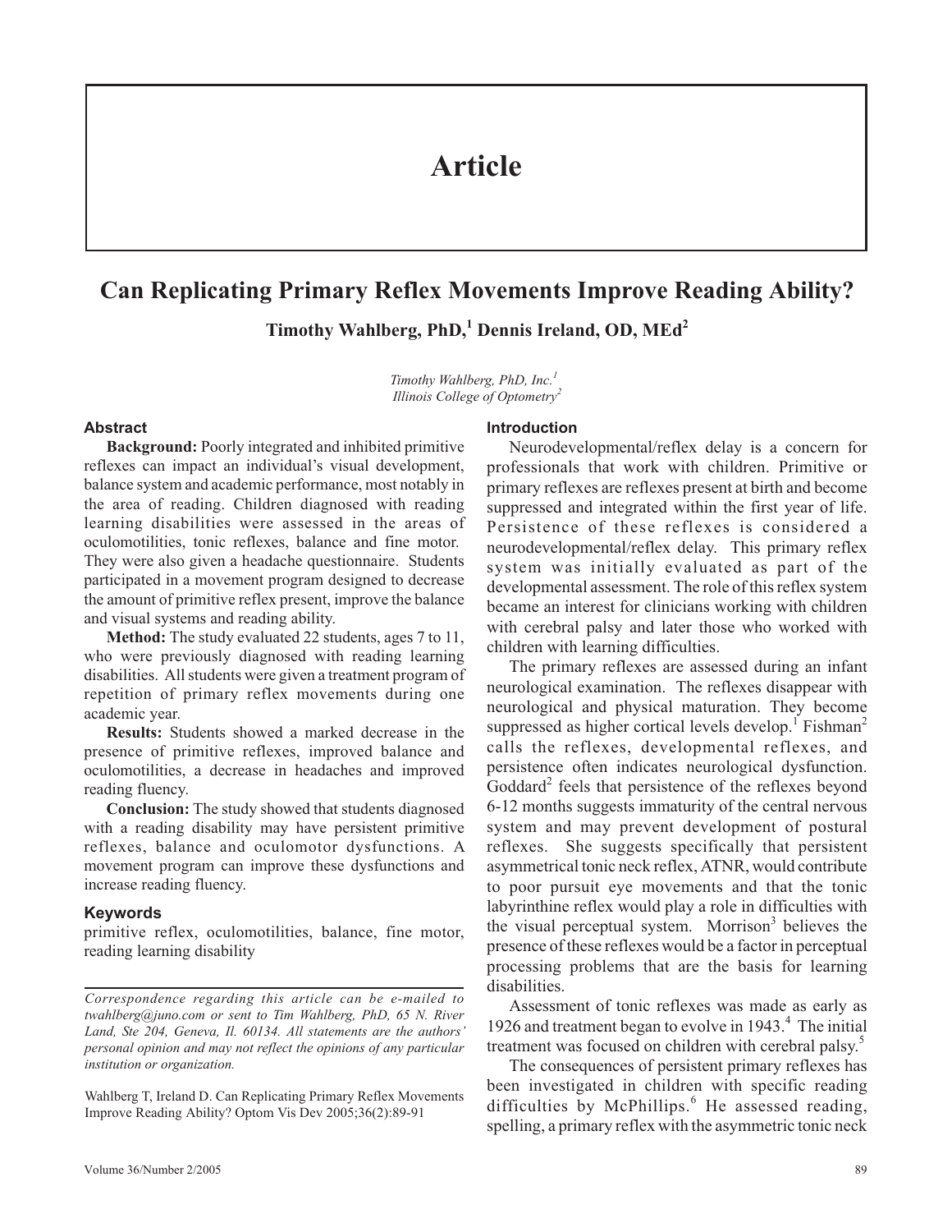# Article

## Can Replicating Primary Reflex Movements Improve Reading Ability?

**Timothy Wahlberg, PhD,[1] Dennis Ireland, OD, MEd[2]**

*Timothy Wahlberg, PhD, Inc.[1]*
*Illinois College of Optometry[2]*

### Abstract

**Background:** Poorly integrated and inhibited primitive reflexes can impact an individual's visual development, balance system and academic performance, most notably in the area of reading. Children diagnosed with reading learning disabilities were assessed in the areas of oculomotilities, tonic reflexes, balance and fine motor. They were also given a headache questionnaire. Students participated in a movement program designed to decrease the amount of primitive reflex present, improve the balance and visual systems and reading ability.

**Method:** The study evaluated 22 students, ages 7 to 11, who were previously diagnosed with reading learning disabilities. All students were given a treatment program of repetition of primary reflex movements during one academic year.

**Results:** Students showed a marked decrease in the presence of primitive reflexes, improved balance and oculomotilities, a decrease in headaches and improved reading fluency.

**Conclusion:** The study showed that students diagnosed with a reading disability may have persistent primitive reflexes, balance and oculomotor dysfunctions. A movement program can improve these dysfunctions and increase reading fluency.

### Keywords

primitive reflex, oculomotilities, balance, fine motor, reading learning disability

*Correspondence regarding this article can be e-mailed to twahlberg@juno.com or sent to Tim Wahlberg, PhD, 65 N. River Land, Ste 204, Geneva, Il. 60134. All statements are the authors' personal opinion and may not reflect the opinions of any particular institution or organization.*

Wahlberg T, Ireland D. Can Replicating Primary Reflex Movements Improve Reading Ability? Optom Vis Dev 2005;36(2):89-91

### Introduction

Neurodevelopmental/reflex delay is a concern for professionals that work with children. Primitive or primary reflexes are reflexes present at birth and become suppressed and integrated within the first year of life. Persistence of these reflexes is considered a neurodevelopmental/reflex delay. This primary reflex system was initially evaluated as part of the developmental assessment. The role of this reflex system became an interest for clinicians working with children with cerebral palsy and later those who worked with children with learning difficulties.

The primary reflexes are assessed during an infant neurological examination. The reflexes disappear with neurological and physical maturation. They become suppressed as higher cortical levels develop.[1] Fishman[2] calls the reflexes, developmental reflexes, and persistence often indicates neurological dysfunction. Goddard[2] feels that persistence of the reflexes beyond 6-12 months suggests immaturity of the central nervous system and may prevent development of postural reflexes. She suggests specifically that persistent asymmetrical tonic neck reflex, ATNR, would contribute to poor pursuit eye movements and that the tonic labyrinthine reflex would play a role in difficulties with the visual perceptual system. Morrison[3] believes the presence of these reflexes would be a factor in perceptual processing problems that are the basis for learning disabilities.

Assessment of tonic reflexes was made as early as 1926 and treatment began to evolve in 1943.[4] The initial treatment was focused on children with cerebral palsy.[5]

The consequences of persistent primary reflexes has been investigated in children with specific reading difficulties by McPhillips.[6] He assessed reading, spelling, a primary reflex with the asymmetric tonic neck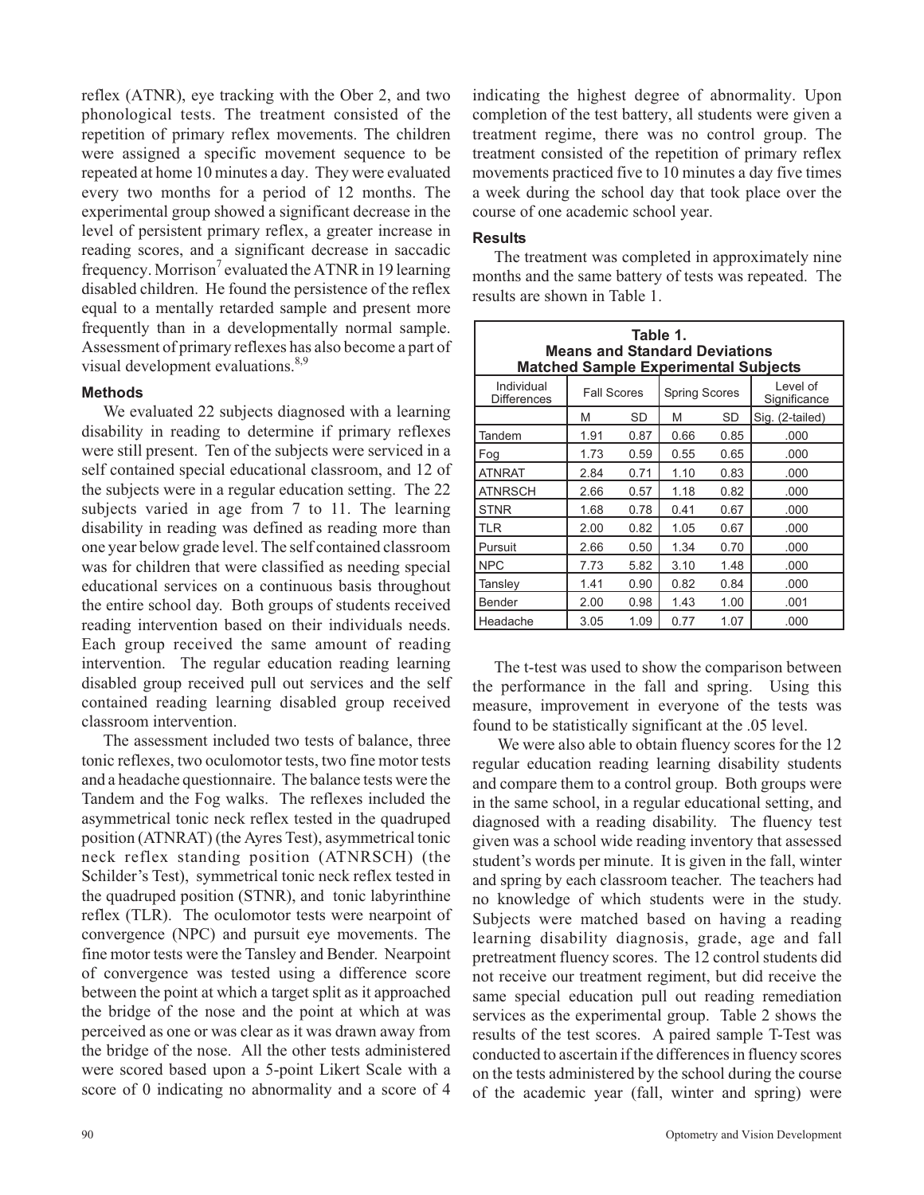reflex (ATNR), eye tracking with the Ober 2, and two phonological tests. The treatment consisted of the repetition of primary reflex movements. The children were assigned a specific movement sequence to be repeated at home 10 minutes a day. They were evaluated every two months for a period of 12 months. The experimental group showed a significant decrease in the level of persistent primary reflex, a greater increase in reading scores, and a significant decrease in saccadic frequency. Morrison[7] evaluated the ATNR in 19 learning disabled children. He found the persistence of the reflex equal to a mentally retarded sample and present more frequently than in a developmentally normal sample. Assessment of primary reflexes has also become a part of visual development evaluations.[8,9]

### Methods

We evaluated 22 subjects diagnosed with a learning disability in reading to determine if primary reflexes were still present. Ten of the subjects were serviced in a self contained special educational classroom, and 12 of the subjects were in a regular education setting. The 22 subjects varied in age from 7 to 11. The learning disability in reading was defined as reading more than one year below grade level. The self contained classroom was for children that were classified as needing special educational services on a continuous basis throughout the entire school day. Both groups of students received reading intervention based on their individuals needs. Each group received the same amount of reading intervention. The regular education reading learning disabled group received pull out services and the self contained reading learning disabled group received classroom intervention.

The assessment included two tests of balance, three tonic reflexes, two oculomotor tests, two fine motor tests and a headache questionnaire. The balance tests were the Tandem and the Fog walks. The reflexes included the asymmetrical tonic neck reflex tested in the quadruped position (ATNRAT) (the Ayres Test), asymmetrical tonic neck reflex standing position (ATNRSCH) (the Schilder's Test), symmetrical tonic neck reflex tested in the quadruped position (STNR), and tonic labyrinthine reflex (TLR). The oculomotor tests were nearpoint of convergence (NPC) and pursuit eye movements. The fine motor tests were the Tansley and Bender. Nearpoint of convergence was tested using a difference score between the point at which a target split as it approached the bridge of the nose and the point at which at was perceived as one or was clear as it was drawn away from the bridge of the nose. All the other tests administered were scored based upon a 5-point Likert Scale with a score of 0 indicating no abnormality and a score of 4 indicating the highest degree of abnormality. Upon completion of the test battery, all students were given a treatment regime, there was no control group. The treatment consisted of the repetition of primary reflex movements practiced five to 10 minutes a day five times a week during the school day that took place over the course of one academic school year.

### Results

The treatment was completed in approximately nine months and the same battery of tests was repeated. The results are shown in Table 1.

**Table 1.**
**Means and Standard Deviations**
**Matched Sample Experimental Subjects**

| Individual Differences | Fall Scores | | Spring Scores | | Level of Significance |
|---|---|---|---|---|---|
| | M | SD | M | SD | Sig. (2-tailed) |
| Tandem | 1.91 | 0.87 | 0.66 | 0.85 | .000 |
| Fog | 1.73 | 0.59 | 0.55 | 0.65 | .000 |
| ATNRAT | 2.84 | 0.71 | 1.10 | 0.83 | .000 |
| ATNRSCH | 2.66 | 0.57 | 1.18 | 0.82 | .000 |
| STNR | 1.68 | 0.78 | 0.41 | 0.67 | .000 |
| TLR | 2.00 | 0.82 | 1.05 | 0.67 | .000 |
| Pursuit | 2.66 | 0.50 | 1.34 | 0.70 | .000 |
| NPC | 7.73 | 5.82 | 3.10 | 1.48 | .000 |
| Tansley | 1.41 | 0.90 | 0.82 | 0.84 | .000 |
| Bender | 2.00 | 0.98 | 1.43 | 1.00 | .001 |
| Headache | 3.05 | 1.09 | 0.77 | 1.07 | .000 |

The t-test was used to show the comparison between the performance in the fall and spring. Using this measure, improvement in everyone of the tests was found to be statistically significant at the .05 level.

We were also able to obtain fluency scores for the 12 regular education reading learning disability students and compare them to a control group. Both groups were in the same school, in a regular educational setting, and diagnosed with a reading disability. The fluency test given was a school wide reading inventory that assessed student's words per minute. It is given in the fall, winter and spring by each classroom teacher. The teachers had no knowledge of which students were in the study. Subjects were matched based on having a reading learning disability diagnosis, grade, age and fall pretreatment fluency scores. The 12 control students did not receive our treatment regiment, but did receive the same special education pull out reading remediation services as the experimental group. Table 2 shows the results of the test scores. A paired sample T-Test was conducted to ascertain if the differences in fluency scores on the tests administered by the school during the course of the academic year (fall, winter and spring) were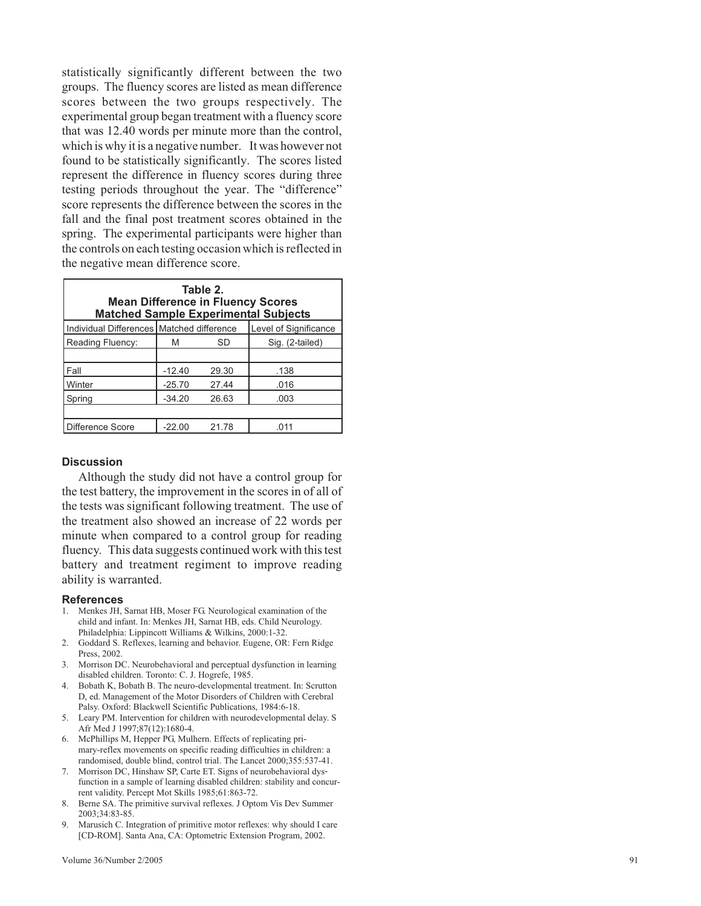statistically significantly different between the two groups. The fluency scores are listed as mean difference scores between the two groups respectively. The experimental group began treatment with a fluency score that was 12.40 words per minute more than the control, which is why it is a negative number. It was however not found to be statistically significantly. The scores listed represent the difference in fluency scores during three testing periods throughout the year. The "difference" score represents the difference between the scores in the fall and the final post treatment scores obtained in the spring. The experimental participants were higher than the controls on each testing occasion which is reflected in the negative mean difference score.

**Table 2.**
**Mean Difference in Fluency Scores**
**Matched Sample Experimental Subjects**

| Individual Differences | Matched difference | | Level of Significance |
|---|---|---|---|
| Reading Fluency: | M | SD | Sig. (2-tailed) |
| | | | |
| Fall | -12.40 | 29.30 | .138 |
| Winter | -25.70 | 27.44 | .016 |
| Spring | -34.20 | 26.63 | .003 |
| | | | |
| Difference Score | -22.00 | 21.78 | .011 |

### Discussion

Although the study did not have a control group for the test battery, the improvement in the scores in of all of the tests was significant following treatment. The use of the treatment also showed an increase of 22 words per minute when compared to a control group for reading fluency. This data suggests continued work with this test battery and treatment regiment to improve reading ability is warranted.

### References

1. Menkes JH, Sarnat HB, Moser FG. Neurological examination of the child and infant. In: Menkes JH, Sarnat HB, eds. Child Neurology. Philadelphia: Lippincott Williams & Wilkins, 2000:1-32.
2. Goddard S. Reflexes, learning and behavior. Eugene, OR: Fern Ridge Press, 2002.
3. Morrison DC. Neurobehavioral and perceptual dysfunction in learning disabled children. Toronto: C. J. Hogrefe, 1985.
4. Bobath K, Bobath B. The neuro-developmental treatment. In: Scrutton D, ed. Management of the Motor Disorders of Children with Cerebral Palsy. Oxford: Blackwell Scientific Publications, 1984:6-18.
5. Leary PM. Intervention for children with neurodevelopmental delay. S Afr Med J 1997;87(12):1680-4.
6. McPhillips M, Hepper PG, Mulhern. Effects of replicating primary-reflex movements on specific reading difficulties in children: a randomised, double blind, control trial. The Lancet 2000;355:537-41.
7. Morrison DC, Hinshaw SP, Carte ET. Signs of neurobehavioral dysfunction in a sample of learning disabled children: stability and concurrent validity. Percept Mot Skills 1985;61:863-72.
8. Berne SA. The primitive survival reflexes. J Optom Vis Dev Summer 2003;34:83-85.
9. Marusich C. Integration of primitive motor reflexes: why should I care [CD-ROM]. Santa Ana, CA: Optometric Extension Program, 2002.